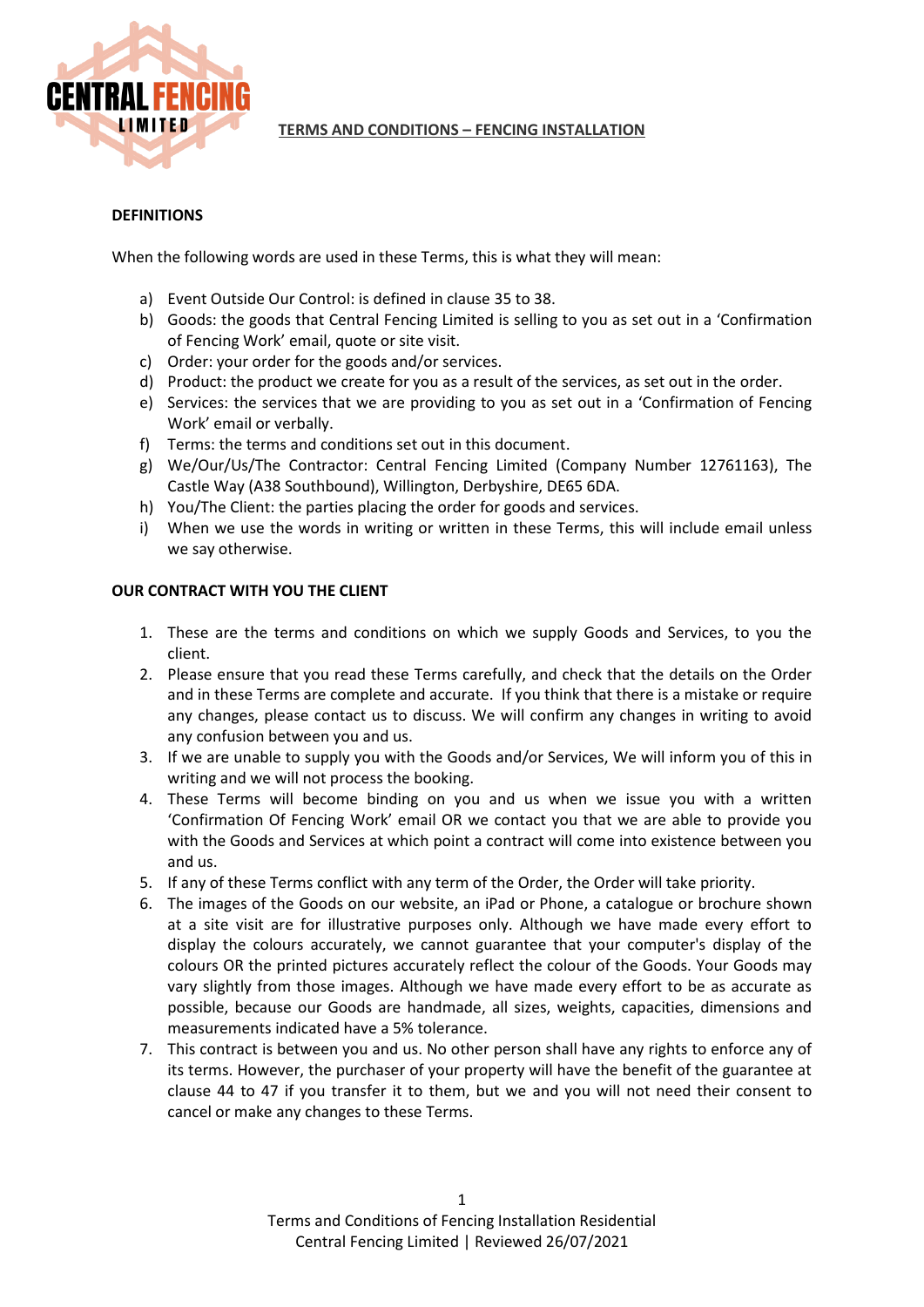# TERMS AND CONDITIONS – FENCING INSTALLATION

## DEFINITIONS

When the following words are used in these Terms, this is what they will mean:

a) Event Outside Our Control: is defined in clause 35 to 38.
b) Goods: the goods that Central Fencing Limited is selling to you as set out in a 'Confirmation of Fencing Work' email, quote or site visit.
c) Order: your order for the goods and/or services.
d) Product: the product we create for you as a result of the services, as set out in the order.
e) Services: the services that we are providing to you as set out in a 'Confirmation of Fencing Work' email or verbally.
f) Terms: the terms and conditions set out in this document.
g) We/Our/Us/The Contractor: Central Fencing Limited (Company Number 12761163), The Castle Way (A38 Southbound), Willington, Derbyshire, DE65 6DA.
h) You/The Client: the parties placing the order for goods and services.
i) When we use the words in writing or written in these Terms, this will include email unless we say otherwise.

## OUR CONTRACT WITH YOU THE CLIENT

1. These are the terms and conditions on which we supply Goods and Services, to you the client.
2. Please ensure that you read these Terms carefully, and check that the details on the Order and in these Terms are complete and accurate. If you think that there is a mistake or require any changes, please contact us to discuss. We will confirm any changes in writing to avoid any confusion between you and us.
3. If we are unable to supply you with the Goods and/or Services, We will inform you of this in writing and we will not process the booking.
4. These Terms will become binding on you and us when we issue you with a written 'Confirmation Of Fencing Work' email OR we contact you that we are able to provide you with the Goods and Services at which point a contract will come into existence between you and us.
5. If any of these Terms conflict with any term of the Order, the Order will take priority.
6. The images of the Goods on our website, an iPad or Phone, a catalogue or brochure shown at a site visit are for illustrative purposes only. Although we have made every effort to display the colours accurately, we cannot guarantee that your computer's display of the colours OR the printed pictures accurately reflect the colour of the Goods. Your Goods may vary slightly from those images. Although we have made every effort to be as accurate as possible, because our Goods are handmade, all sizes, weights, capacities, dimensions and measurements indicated have a 5% tolerance.
7. This contract is between you and us. No other person shall have any rights to enforce any of its terms. However, the purchaser of your property will have the benefit of the guarantee at clause 44 to 47 if you transfer it to them, but we and you will not need their consent to cancel or make any changes to these Terms.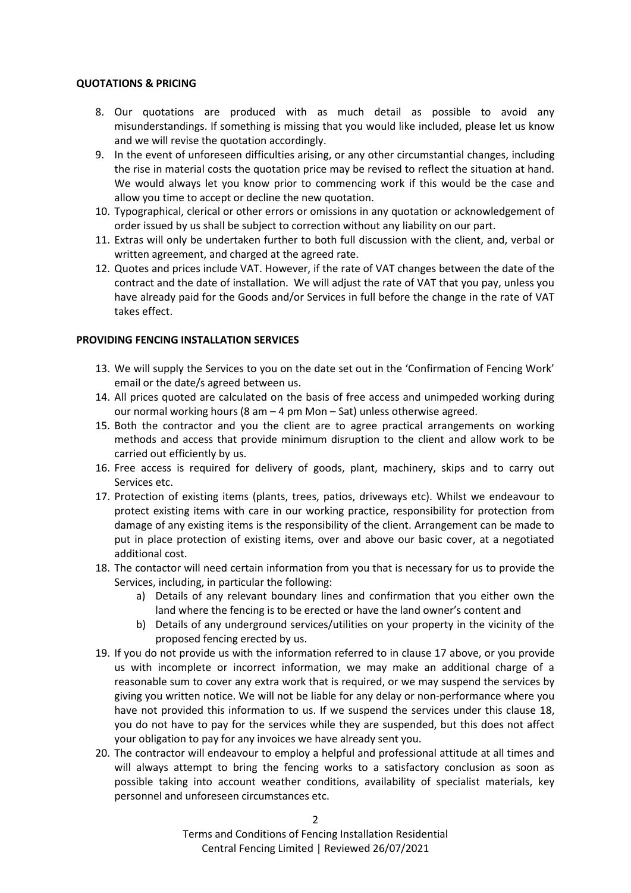**QUOTATIONS & PRICING**

8. Our quotations are produced with as much detail as possible to avoid any misunderstandings. If something is missing that you would like included, please let us know and we will revise the quotation accordingly.
9. In the event of unforeseen difficulties arising, or any other circumstantial changes, including the rise in material costs the quotation price may be revised to reflect the situation at hand. We would always let you know prior to commencing work if this would be the case and allow you time to accept or decline the new quotation.
10. Typographical, clerical or other errors or omissions in any quotation or acknowledgement of order issued by us shall be subject to correction without any liability on our part.
11. Extras will only be undertaken further to both full discussion with the client, and, verbal or written agreement, and charged at the agreed rate.
12. Quotes and prices include VAT. However, if the rate of VAT changes between the date of the contract and the date of installation. We will adjust the rate of VAT that you pay, unless you have already paid for the Goods and/or Services in full before the change in the rate of VAT takes effect.

**PROVIDING FENCING INSTALLATION SERVICES**

13. We will supply the Services to you on the date set out in the 'Confirmation of Fencing Work' email or the date/s agreed between us.
14. All prices quoted are calculated on the basis of free access and unimpeded working during our normal working hours (8 am – 4 pm Mon – Sat) unless otherwise agreed.
15. Both the contractor and you the client are to agree practical arrangements on working methods and access that provide minimum disruption to the client and allow work to be carried out efficiently by us.
16. Free access is required for delivery of goods, plant, machinery, skips and to carry out Services etc.
17. Protection of existing items (plants, trees, patios, driveways etc). Whilst we endeavour to protect existing items with care in our working practice, responsibility for protection from damage of any existing items is the responsibility of the client. Arrangement can be made to put in place protection of existing items, over and above our basic cover, at a negotiated additional cost.
18. The contactor will need certain information from you that is necessary for us to provide the Services, including, in particular the following:
    a) Details of any relevant boundary lines and confirmation that you either own the land where the fencing is to be erected or have the land owner's content and
    b) Details of any underground services/utilities on your property in the vicinity of the proposed fencing erected by us.
19. If you do not provide us with the information referred to in clause 17 above, or you provide us with incomplete or incorrect information, we may make an additional charge of a reasonable sum to cover any extra work that is required, or we may suspend the services by giving you written notice. We will not be liable for any delay or non-performance where you have not provided this information to us. If we suspend the services under this clause 18, you do not have to pay for the services while they are suspended, but this does not affect your obligation to pay for any invoices we have already sent you.
20. The contractor will endeavour to employ a helpful and professional attitude at all times and will always attempt to bring the fencing works to a satisfactory conclusion as soon as possible taking into account weather conditions, availability of specialist materials, key personnel and unforeseen circumstances etc.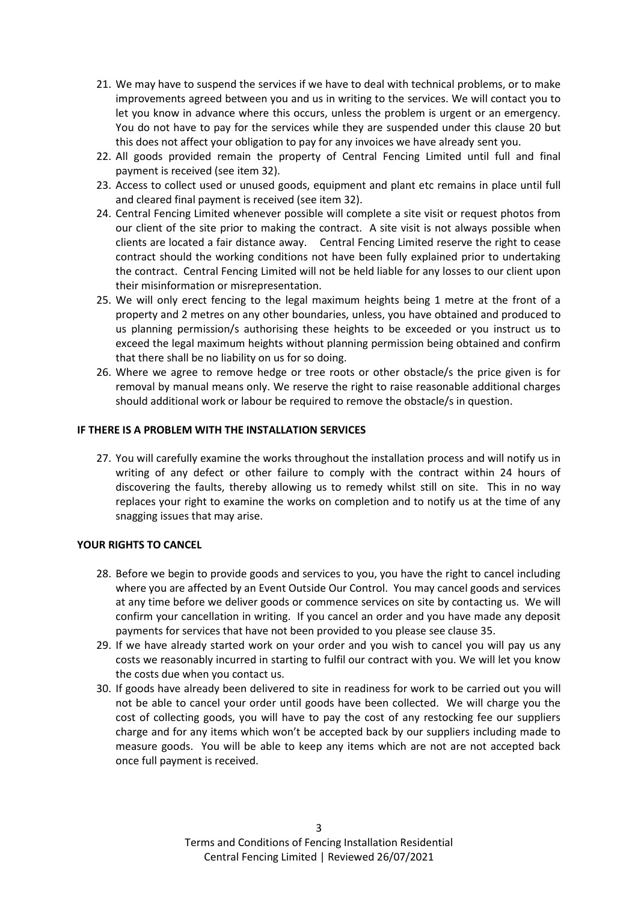21. We may have to suspend the services if we have to deal with technical problems, or to make improvements agreed between you and us in writing to the services. We will contact you to let you know in advance where this occurs, unless the problem is urgent or an emergency. You do not have to pay for the services while they are suspended under this clause 20 but this does not affect your obligation to pay for any invoices we have already sent you.
22. All goods provided remain the property of Central Fencing Limited until full and final payment is received (see item 32).
23. Access to collect used or unused goods, equipment and plant etc remains in place until full and cleared final payment is received (see item 32).
24. Central Fencing Limited whenever possible will complete a site visit or request photos from our client of the site prior to making the contract. A site visit is not always possible when clients are located a fair distance away. Central Fencing Limited reserve the right to cease contract should the working conditions not have been fully explained prior to undertaking the contract. Central Fencing Limited will not be held liable for any losses to our client upon their misinformation or misrepresentation.
25. We will only erect fencing to the legal maximum heights being 1 metre at the front of a property and 2 metres on any other boundaries, unless, you have obtained and produced to us planning permission/s authorising these heights to be exceeded or you instruct us to exceed the legal maximum heights without planning permission being obtained and confirm that there shall be no liability on us for so doing.
26. Where we agree to remove hedge or tree roots or other obstacle/s the price given is for removal by manual means only. We reserve the right to raise reasonable additional charges should additional work or labour be required to remove the obstacle/s in question.

**IF THERE IS A PROBLEM WITH THE INSTALLATION SERVICES**

27. You will carefully examine the works throughout the installation process and will notify us in writing of any defect or other failure to comply with the contract within 24 hours of discovering the faults, thereby allowing us to remedy whilst still on site. This in no way replaces your right to examine the works on completion and to notify us at the time of any snagging issues that may arise.

**YOUR RIGHTS TO CANCEL**

28. Before we begin to provide goods and services to you, you have the right to cancel including where you are affected by an Event Outside Our Control. You may cancel goods and services at any time before we deliver goods or commence services on site by contacting us. We will confirm your cancellation in writing. If you cancel an order and you have made any deposit payments for services that have not been provided to you please see clause 35.
29. If we have already started work on your order and you wish to cancel you will pay us any costs we reasonably incurred in starting to fulfil our contract with you. We will let you know the costs due when you contact us.
30. If goods have already been delivered to site in readiness for work to be carried out you will not be able to cancel your order until goods have been collected. We will charge you the cost of collecting goods, you will have to pay the cost of any restocking fee our suppliers charge and for any items which won't be accepted back by our suppliers including made to measure goods. You will be able to keep any items which are not are not accepted back once full payment is received.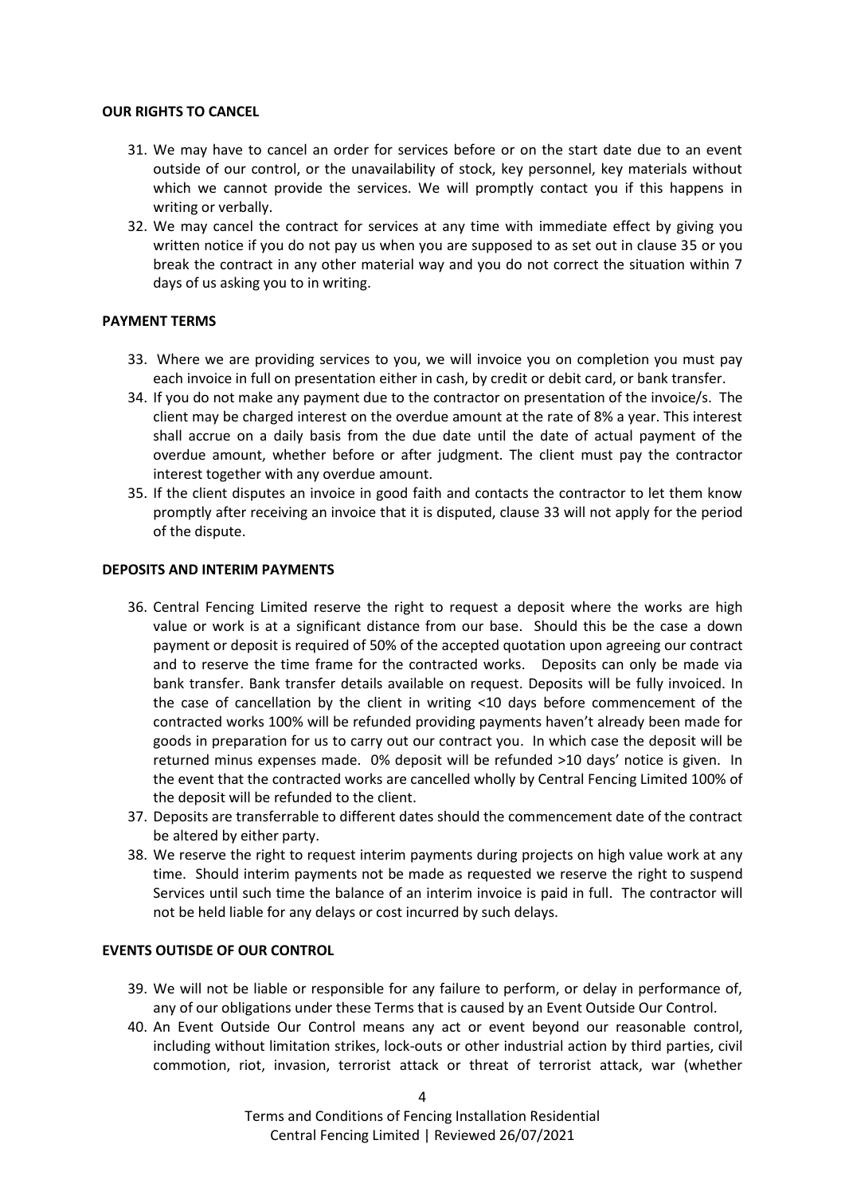**OUR RIGHTS TO CANCEL**

31. We may have to cancel an order for services before or on the start date due to an event outside of our control, or the unavailability of stock, key personnel, key materials without which we cannot provide the services. We will promptly contact you if this happens in writing or verbally.
32. We may cancel the contract for services at any time with immediate effect by giving you written notice if you do not pay us when you are supposed to as set out in clause 35 or you break the contract in any other material way and you do not correct the situation within 7 days of us asking you to in writing.

**PAYMENT TERMS**

33. Where we are providing services to you, we will invoice you on completion you must pay each invoice in full on presentation either in cash, by credit or debit card, or bank transfer.
34. If you do not make any payment due to the contractor on presentation of the invoice/s. The client may be charged interest on the overdue amount at the rate of 8% a year. This interest shall accrue on a daily basis from the due date until the date of actual payment of the overdue amount, whether before or after judgment. The client must pay the contractor interest together with any overdue amount.
35. If the client disputes an invoice in good faith and contacts the contractor to let them know promptly after receiving an invoice that it is disputed, clause 33 will not apply for the period of the dispute.

**DEPOSITS AND INTERIM PAYMENTS**

36. Central Fencing Limited reserve the right to request a deposit where the works are high value or work is at a significant distance from our base. Should this be the case a down payment or deposit is required of 50% of the accepted quotation upon agreeing our contract and to reserve the time frame for the contracted works. Deposits can only be made via bank transfer. Bank transfer details available on request. Deposits will be fully invoiced. In the case of cancellation by the client in writing <10 days before commencement of the contracted works 100% will be refunded providing payments haven't already been made for goods in preparation for us to carry out our contract you. In which case the deposit will be returned minus expenses made. 0% deposit will be refunded >10 days' notice is given. In the event that the contracted works are cancelled wholly by Central Fencing Limited 100% of the deposit will be refunded to the client.
37. Deposits are transferrable to different dates should the commencement date of the contract be altered by either party.
38. We reserve the right to request interim payments during projects on high value work at any time. Should interim payments not be made as requested we reserve the right to suspend Services until such time the balance of an interim invoice is paid in full. The contractor will not be held liable for any delays or cost incurred by such delays.

**EVENTS OUTISDE OF OUR CONTROL**

39. We will not be liable or responsible for any failure to perform, or delay in performance of, any of our obligations under these Terms that is caused by an Event Outside Our Control.
40. An Event Outside Our Control means any act or event beyond our reasonable control, including without limitation strikes, lock-outs or other industrial action by third parties, civil commotion, riot, invasion, terrorist attack or threat of terrorist attack, war (whether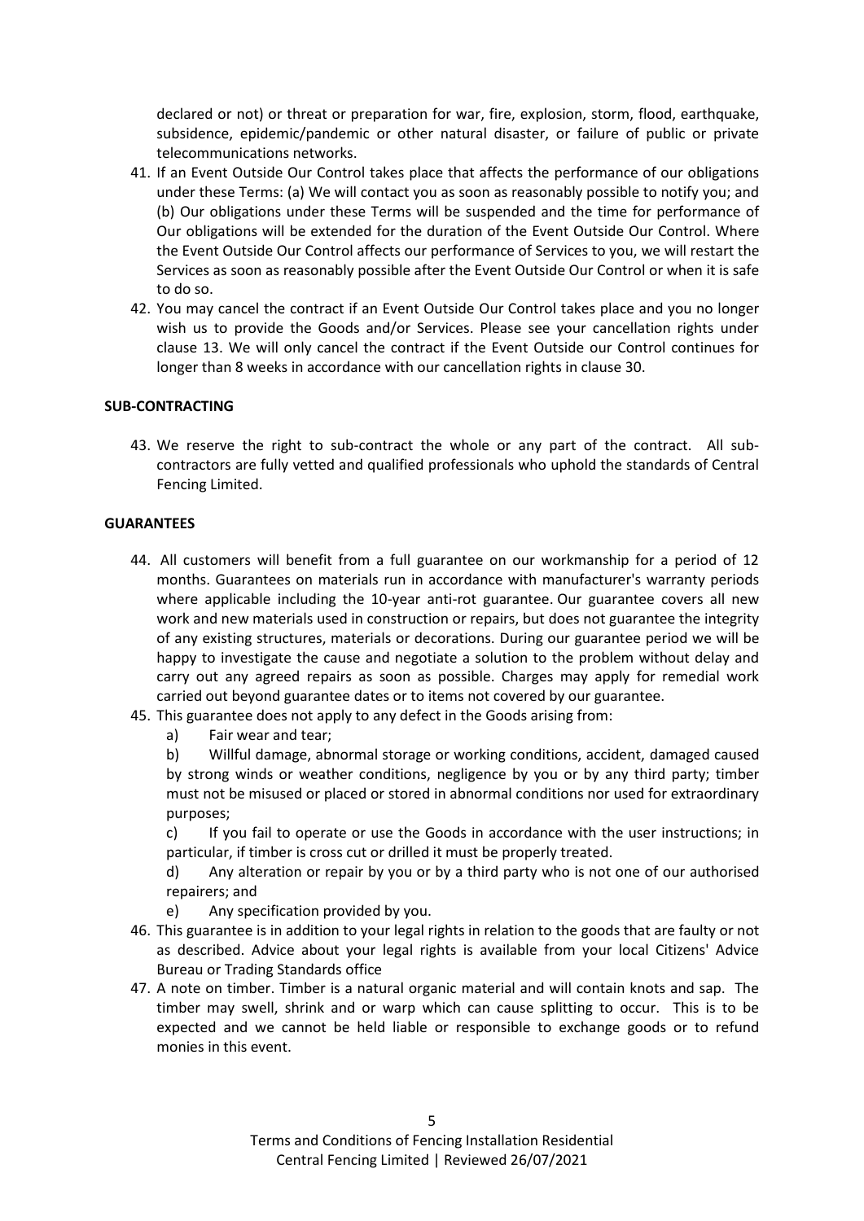declared or not) or threat or preparation for war, fire, explosion, storm, flood, earthquake, subsidence, epidemic/pandemic or other natural disaster, or failure of public or private telecommunications networks.

41. If an Event Outside Our Control takes place that affects the performance of our obligations under these Terms: (a) We will contact you as soon as reasonably possible to notify you; and (b) Our obligations under these Terms will be suspended and the time for performance of Our obligations will be extended for the duration of the Event Outside Our Control. Where the Event Outside Our Control affects our performance of Services to you, we will restart the Services as soon as reasonably possible after the Event Outside Our Control or when it is safe to do so.
42. You may cancel the contract if an Event Outside Our Control takes place and you no longer wish us to provide the Goods and/or Services. Please see your cancellation rights under clause 13. We will only cancel the contract if the Event Outside our Control continues for longer than 8 weeks in accordance with our cancellation rights in clause 30.

**SUB-CONTRACTING**

43. We reserve the right to sub-contract the whole or any part of the contract. All sub-contractors are fully vetted and qualified professionals who uphold the standards of Central Fencing Limited.

**GUARANTEES**

44. All customers will benefit from a full guarantee on our workmanship for a period of 12 months. Guarantees on materials run in accordance with manufacturer's warranty periods where applicable including the 10-year anti-rot guarantee. Our guarantee covers all new work and new materials used in construction or repairs, but does not guarantee the integrity of any existing structures, materials or decorations. During our guarantee period we will be happy to investigate the cause and negotiate a solution to the problem without delay and carry out any agreed repairs as soon as possible. Charges may apply for remedial work carried out beyond guarantee dates or to items not covered by our guarantee.
45. This guarantee does not apply to any defect in the Goods arising from:
    a) Fair wear and tear;
    b) Willful damage, abnormal storage or working conditions, accident, damaged caused by strong winds or weather conditions, negligence by you or by any third party; timber must not be misused or placed or stored in abnormal conditions nor used for extraordinary purposes;
    c) If you fail to operate or use the Goods in accordance with the user instructions; in particular, if timber is cross cut or drilled it must be properly treated.
    d) Any alteration or repair by you or by a third party who is not one of our authorised repairers; and
    e) Any specification provided by you.
46. This guarantee is in addition to your legal rights in relation to the goods that are faulty or not as described. Advice about your legal rights is available from your local Citizens' Advice Bureau or Trading Standards office
47. A note on timber. Timber is a natural organic material and will contain knots and sap. The timber may swell, shrink and or warp which can cause splitting to occur. This is to be expected and we cannot be held liable or responsible to exchange goods or to refund monies in this event.